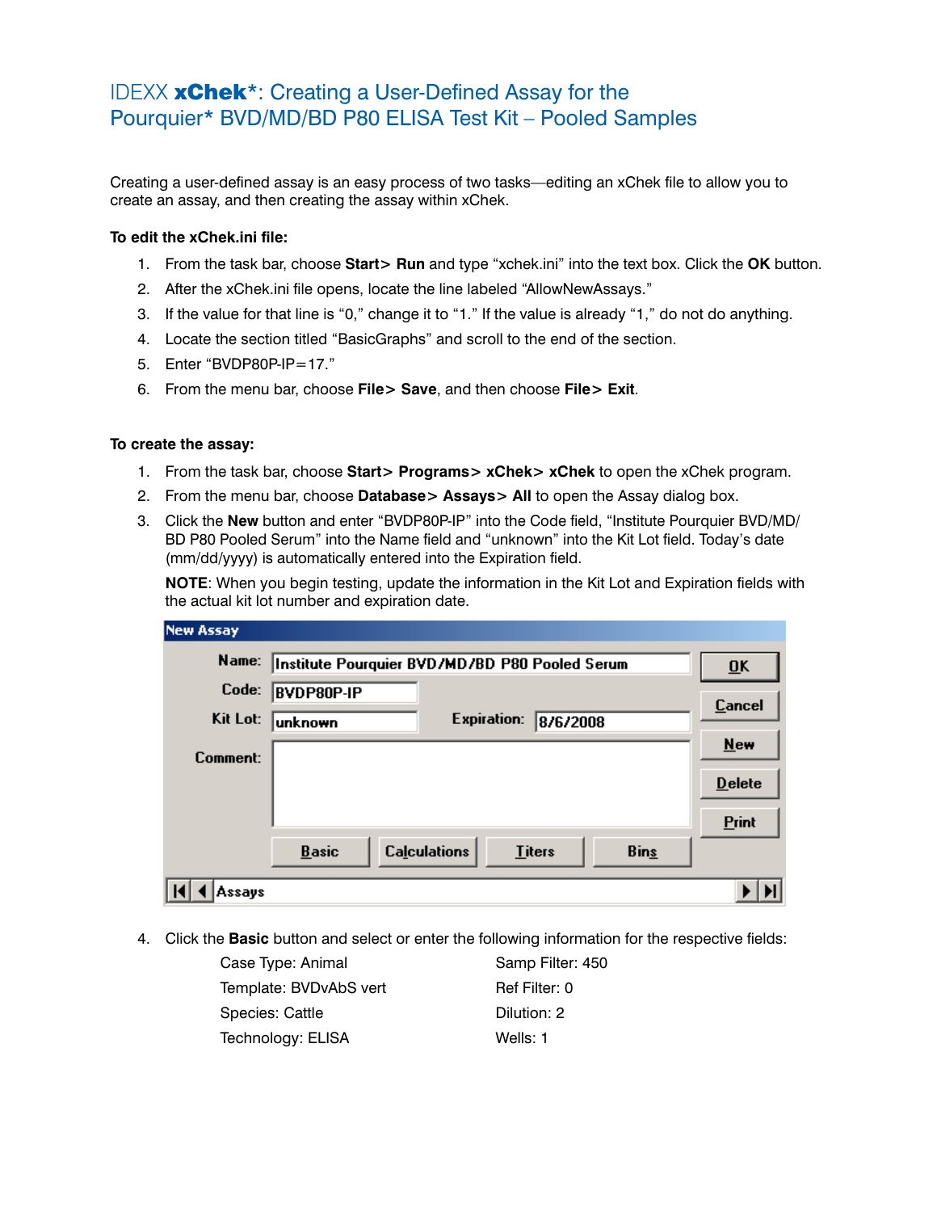# IDEXX **xChek***: Creating a User-Defined Assay for the Pourquier* BVD/MD/BD P80 ELISA Test Kit – Pooled Samples

Creating a user-defined assay is an easy process of two tasks—editing an xChek file to allow you to create an assay, and then creating the assay within xChek.

**To edit the xChek.ini file:**

1. From the task bar, choose **Start> Run** and type "xchek.ini" into the text box. Click the **OK** button.
2. After the xChek.ini file opens, locate the line labeled "AllowNewAssays."
3. If the value for that line is "0," change it to "1." If the value is already "1," do not do anything.
4. Locate the section titled "BasicGraphs" and scroll to the end of the section.
5. Enter "BVDP80P-IP=17."
6. From the menu bar, choose **File> Save**, and then choose **File> Exit**.

**To create the assay:**

1. From the task bar, choose **Start> Programs> xChek> xChek** to open the xChek program.
2. From the menu bar, choose **Database> Assays> All** to open the Assay dialog box.
3. Click the **New** button and enter "BVDP80P-IP" into the Code field, "Institute Pourquier BVD/MD/BD P80 Pooled Serum" into the Name field and "unknown" into the Kit Lot field. Today's date (mm/dd/yyyy) is automatically entered into the Expiration field.

   **NOTE**: When you begin testing, update the information in the Kit Lot and Expiration fields with the actual kit lot number and expiration date.

   New Assay

   Name: Institute Pourquier BVD/MD/BD P80 Pooled Serum

   Code: BVDP80P-IP

   Kit Lot: unknown　　Expiration: 8/6/2008

   Comment:

   OK | Cancel | New | Delete | Print

   Basic | Calculations | Titers | Bins

   Assays

4. Click the **Basic** button and select or enter the following information for the respective fields:

   | | |
   |---|---|
   | Case Type: Animal | Samp Filter: 450 |
   | Template: BVDvAbS vert | Ref Filter: 0 |
   | Species: Cattle | Dilution: 2 |
   | Technology: ELISA | Wells: 1 |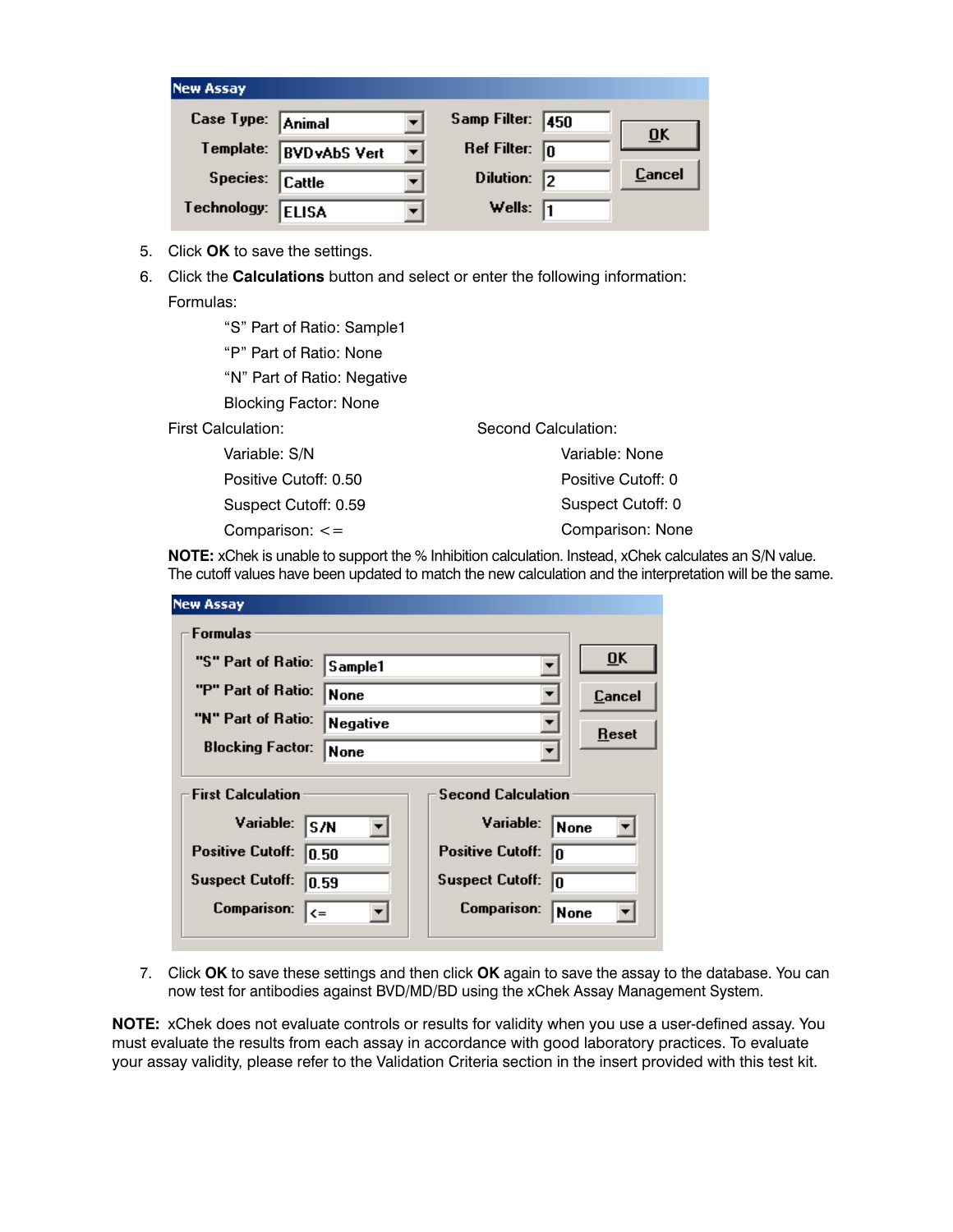**New Assay**

| Case Type: | Animal | Samp Filter: | 450 |
|---|---|---|---|
| Template: | BVDvAbS Vert | Ref Filter: | 0 |
| Species: | Cattle | Dilution: | 2 |
| Technology: | ELISA | Wells: | 1 |

OK | Cancel

5. Click **OK** to save the settings.
6. Click the **Calculations** button and select or enter the following information:

   Formulas:

   "S" Part of Ratio: Sample1

   "P" Part of Ratio: None

   "N" Part of Ratio: Negative

   Blocking Factor: None

   First Calculation:

   Variable: S/N

   Positive Cutoff: 0.50

   Suspect Cutoff: 0.59

   Comparison: <=

   Second Calculation:

   Variable: None

   Positive Cutoff: 0

   Suspect Cutoff: 0

   Comparison: None

   **NOTE:** xChek is unable to support the % Inhibition calculation. Instead, xChek calculates an S/N value. The cutoff values have been updated to match the new calculation and the interpretation will be the same.

**New Assay**

Formulas

| | |
|---|---|
| "S" Part of Ratio: | Sample1 |
| "P" Part of Ratio: | None |
| "N" Part of Ratio: | Negative |
| Blocking Factor: | None |

OK | Cancel | Reset

| First Calculation | | Second Calculation | |
|---|---|---|---|
| Variable: | S/N | Variable: | None |
| Positive Cutoff: | 0.50 | Positive Cutoff: | 0 |
| Suspect Cutoff: | 0.59 | Suspect Cutoff: | 0 |
| Comparison: | <= | Comparison: | None |

7. Click **OK** to save these settings and then click **OK** again to save the assay to the database. You can now test for antibodies against BVD/MD/BD using the xChek Assay Management System.

**NOTE:** xChek does not evaluate controls or results for validity when you use a user-defined assay. You must evaluate the results from each assay in accordance with good laboratory practices. To evaluate your assay validity, please refer to the Validation Criteria section in the insert provided with this test kit.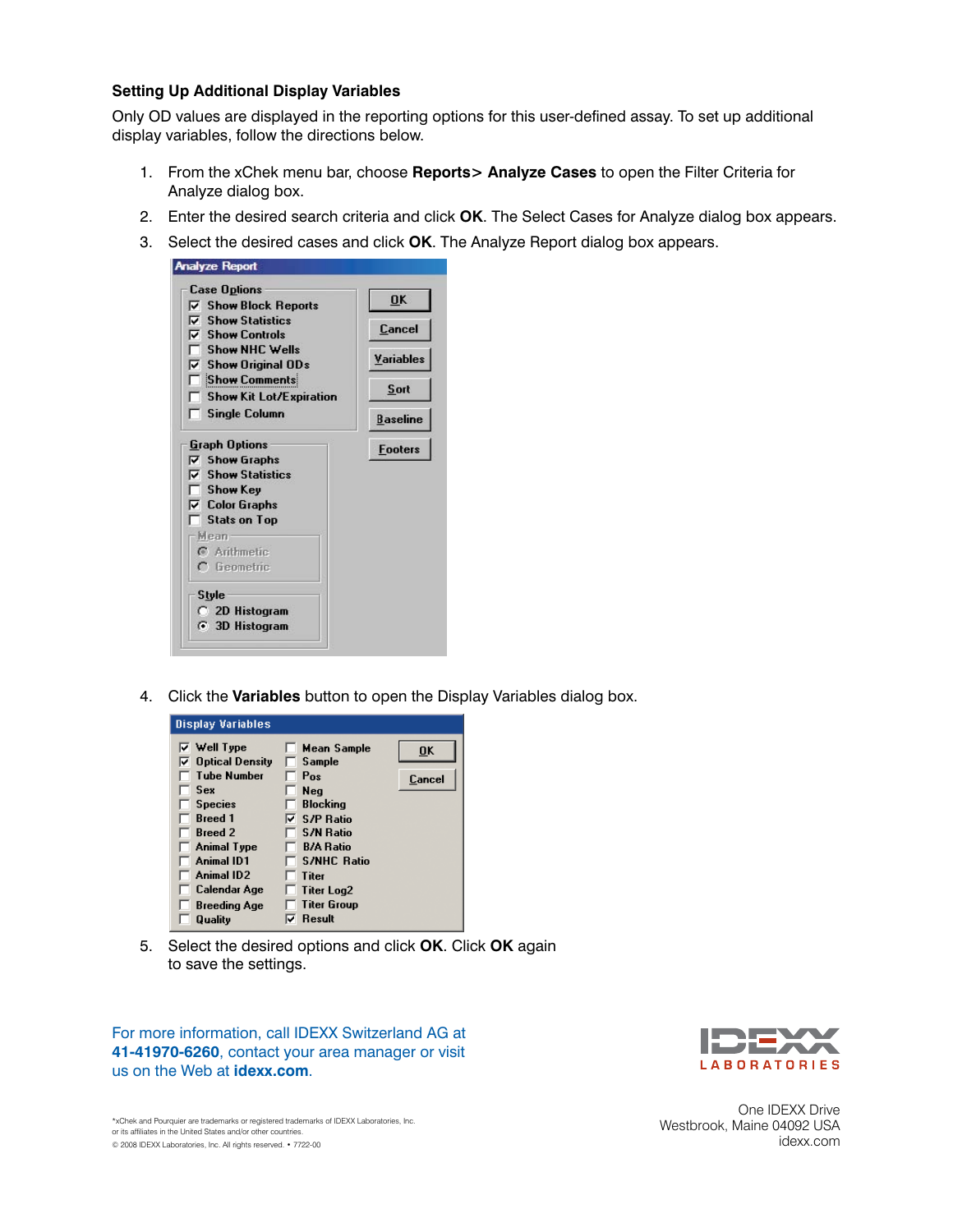### Setting Up Additional Display Variables

Only OD values are displayed in the reporting options for this user-defined assay. To set up additional display variables, follow the directions below.

1. From the xChek menu bar, choose **Reports> Analyze Cases** to open the Filter Criteria for Analyze dialog box.
2. Enter the desired search criteria and click **OK**. The Select Cases for Analyze dialog box appears.
3. Select the desired cases and click **OK**. The Analyze Report dialog box appears.

Analyze Report

Case Options
- [x] Show Block Reports
- [x] Show Statistics
- [x] Show Controls
- [ ] Show NHC Wells
- [x] Show Original ODs
- [ ] Show Comments
- [ ] Show Kit Lot/Expiration
- [ ] Single Column

Graph Options
- [x] Show Graphs
- [x] Show Statistics
- [ ] Show Key
- [x] Color Graphs
- [ ] Stats on Top

Mean
- Arithmetic
- Geometric

Style
- 2D Histogram
- 3D Histogram

OK | Cancel | Variables | Sort | Baseline | Footers

4. Click the **Variables** button to open the Display Variables dialog box.

Display Variables

- [x] Well Type
- [x] Optical Density
- [ ] Tube Number
- [ ] Sex
- [ ] Species
- [ ] Breed 1
- [ ] Breed 2
- [ ] Animal Type
- [ ] Animal ID1
- [ ] Animal ID2
- [ ] Calendar Age
- [ ] Breeding Age
- [ ] Quality
- [ ] Mean Sample
- [ ] Sample
- [ ] Pos
- [ ] Neg
- [ ] Blocking
- [x] S/P Ratio
- [ ] S/N Ratio
- [ ] B/A Ratio
- [ ] S/NHC Ratio
- [ ] Titer
- [ ] Titer Log2
- [ ] Titer Group
- [x] Result

OK | Cancel

5. Select the desired options and click **OK**. Click **OK** again to save the settings.

For more information, call IDEXX Switzerland AG at **41-41970-6260**, contact your area manager or visit us on the Web at **idexx.com**.

IDEXX LABORATORIES

One IDEXX Drive
Westbrook, Maine 04092 USA
idexx.com

*xChek and Pourquier are trademarks or registered trademarks of IDEXX Laboratories, Inc. or its affiliates in the United States and/or other countries.
© 2008 IDEXX Laboratories, Inc. All rights reserved. • 7722-00